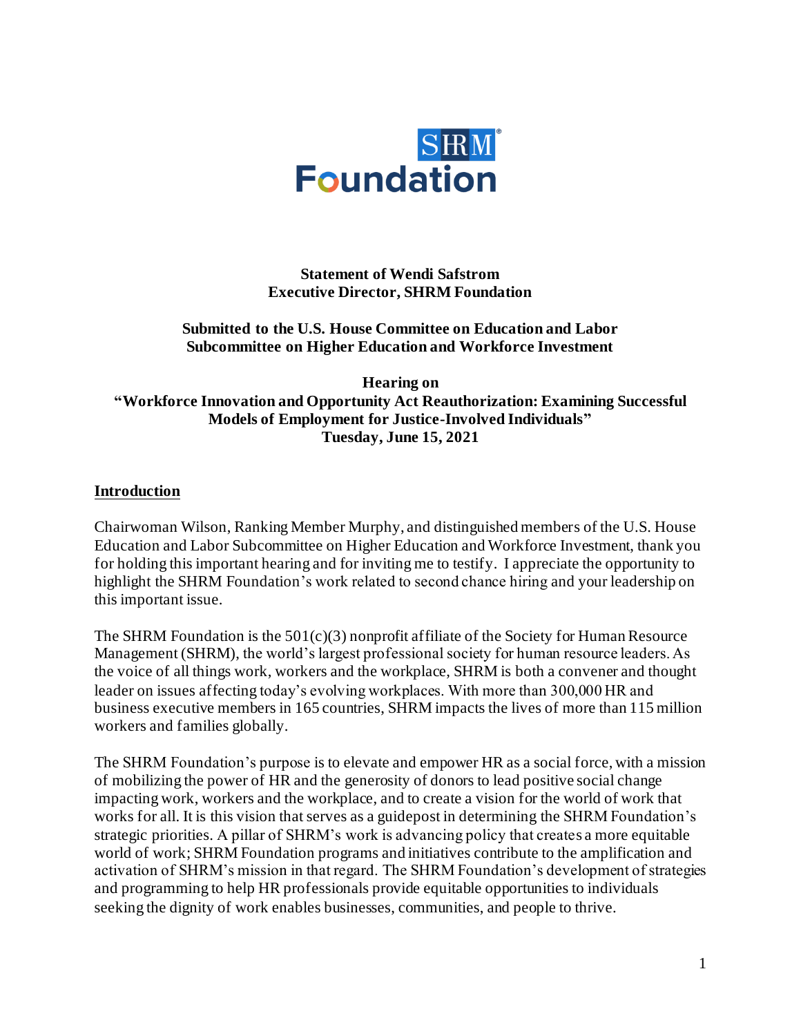**SHRM Foundation**

**Statement of Wendi Safstrom**
**Executive Director, SHRM Foundation**

**Submitted to the U.S. House Committee on Education and Labor**
**Subcommittee on Higher Education and Workforce Investment**

**Hearing on**
**"Workforce Innovation and Opportunity Act Reauthorization: Examining Successful Models of Employment for Justice-Involved Individuals"**
**Tuesday, June 15, 2021**

## Introduction

Chairwoman Wilson, Ranking Member Murphy, and distinguished members of the U.S. House Education and Labor Subcommittee on Higher Education and Workforce Investment, thank you for holding this important hearing and for inviting me to testify. I appreciate the opportunity to highlight the SHRM Foundation's work related to second chance hiring and your leadership on this important issue.

The SHRM Foundation is the 501(c)(3) nonprofit affiliate of the Society for Human Resource Management (SHRM), the world's largest professional society for human resource leaders. As the voice of all things work, workers and the workplace, SHRM is both a convener and thought leader on issues affecting today's evolving workplaces. With more than 300,000 HR and business executive members in 165 countries, SHRM impacts the lives of more than 115 million workers and families globally.

The SHRM Foundation's purpose is to elevate and empower HR as a social force, with a mission of mobilizing the power of HR and the generosity of donors to lead positive social change impacting work, workers and the workplace, and to create a vision for the world of work that works for all. It is this vision that serves as a guidepost in determining the SHRM Foundation's strategic priorities. A pillar of SHRM's work is advancing policy that creates a more equitable world of work; SHRM Foundation programs and initiatives contribute to the amplification and activation of SHRM's mission in that regard. The SHRM Foundation's development of strategies and programming to help HR professionals provide equitable opportunities to individuals seeking the dignity of work enables businesses, communities, and people to thrive.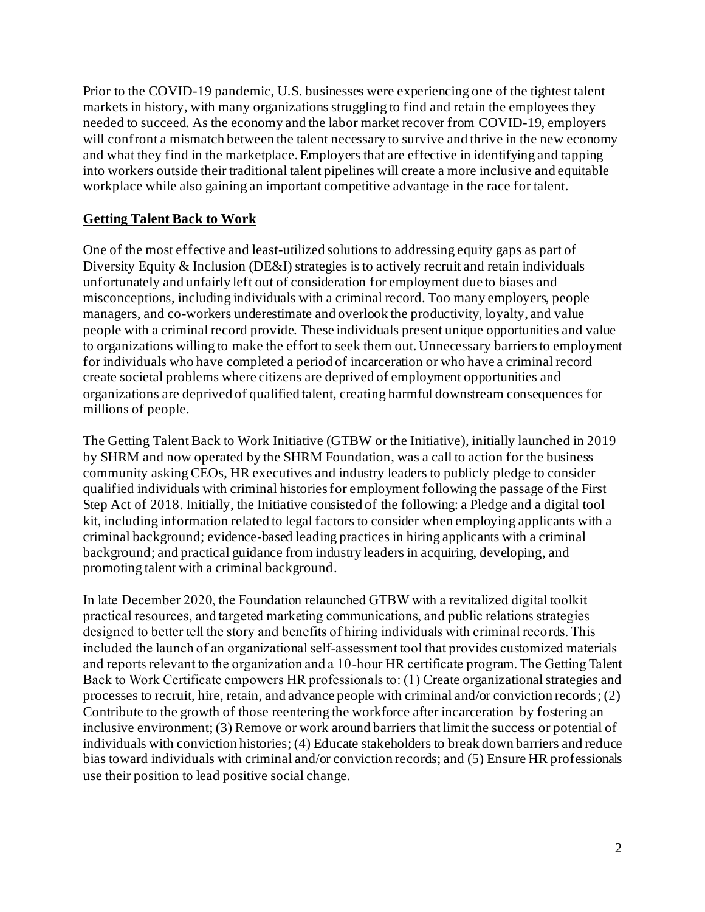Prior to the COVID-19 pandemic, U.S. businesses were experiencing one of the tightest talent markets in history, with many organizations struggling to find and retain the employees they needed to succeed. As the economy and the labor market recover from COVID-19, employers will confront a mismatch between the talent necessary to survive and thrive in the new economy and what they find in the marketplace. Employers that are effective in identifying and tapping into workers outside their traditional talent pipelines will create a more inclusive and equitable workplace while also gaining an important competitive advantage in the race for talent.

## **Getting Talent Back to Work**

One of the most effective and least-utilized solutions to addressing equity gaps as part of Diversity Equity & Inclusion (DE&I) strategies is to actively recruit and retain individuals unfortunately and unfairly left out of consideration for employment due to biases and misconceptions, including individuals with a criminal record. Too many employers, people managers, and co-workers underestimate and overlook the productivity, loyalty, and value people with a criminal record provide. These individuals present unique opportunities and value to organizations willing to make the effort to seek them out. Unnecessary barriers to employment for individuals who have completed a period of incarceration or who have a criminal record create societal problems where citizens are deprived of employment opportunities and organizations are deprived of qualified talent, creating harmful downstream consequences for millions of people.

The Getting Talent Back to Work Initiative (GTBW or the Initiative), initially launched in 2019 by SHRM and now operated by the SHRM Foundation, was a call to action for the business community asking CEOs, HR executives and industry leaders to publicly pledge to consider qualified individuals with criminal histories for employment following the passage of the First Step Act of 2018. Initially, the Initiative consisted of the following: a Pledge and a digital tool kit, including information related to legal factors to consider when employing applicants with a criminal background; evidence-based leading practices in hiring applicants with a criminal background; and practical guidance from industry leaders in acquiring, developing, and promoting talent with a criminal background.

In late December 2020, the Foundation relaunched GTBW with a revitalized digital toolkit practical resources, and targeted marketing communications, and public relations strategies designed to better tell the story and benefits of hiring individuals with criminal records. This included the launch of an organizational self-assessment tool that provides customized materials and reports relevant to the organization and a 10-hour HR certificate program. The Getting Talent Back to Work Certificate empowers HR professionals to: (1) Create organizational strategies and processes to recruit, hire, retain, and advance people with criminal and/or conviction records; (2) Contribute to the growth of those reentering the workforce after incarceration by fostering an inclusive environment; (3) Remove or work around barriers that limit the success or potential of individuals with conviction histories; (4) Educate stakeholders to break down barriers and reduce bias toward individuals with criminal and/or conviction records; and (5) Ensure HR professionals use their position to lead positive social change.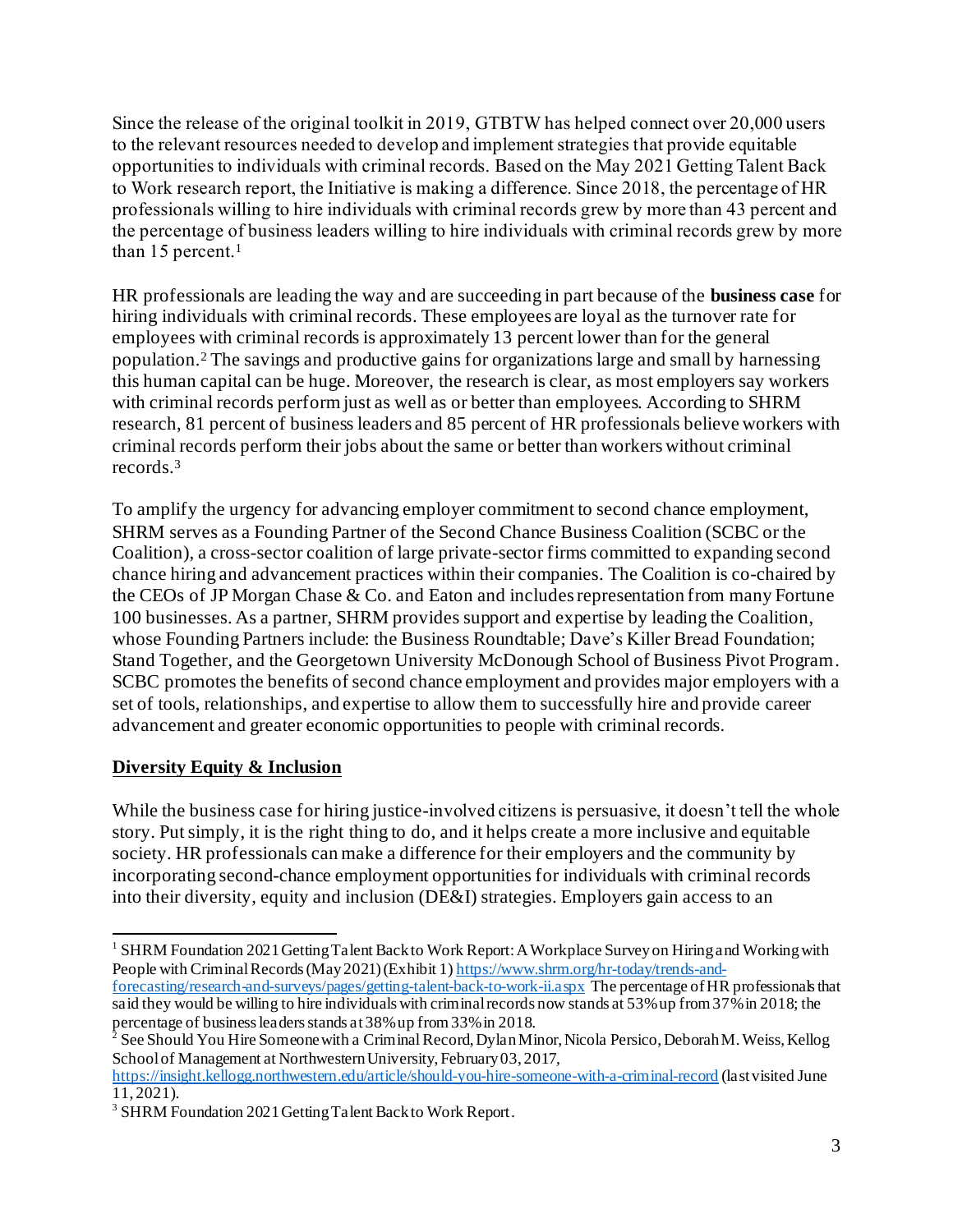Since the release of the original toolkit in 2019, GTBTW has helped connect over 20,000 users to the relevant resources needed to develop and implement strategies that provide equitable opportunities to individuals with criminal records. Based on the May 2021 Getting Talent Back to Work research report, the Initiative is making a difference. Since 2018, the percentage of HR professionals willing to hire individuals with criminal records grew by more than 43 percent and the percentage of business leaders willing to hire individuals with criminal records grew by more than 15 percent.[1]

HR professionals are leading the way and are succeeding in part because of the **business case** for hiring individuals with criminal records. These employees are loyal as the turnover rate for employees with criminal records is approximately 13 percent lower than for the general population.[2] The savings and productive gains for organizations large and small by harnessing this human capital can be huge. Moreover, the research is clear, as most employers say workers with criminal records perform just as well as or better than employees. According to SHRM research, 81 percent of business leaders and 85 percent of HR professionals believe workers with criminal records perform their jobs about the same or better than workers without criminal records.[3]

To amplify the urgency for advancing employer commitment to second chance employment, SHRM serves as a Founding Partner of the Second Chance Business Coalition (SCBC or the Coalition), a cross-sector coalition of large private-sector firms committed to expanding second chance hiring and advancement practices within their companies. The Coalition is co-chaired by the CEOs of JP Morgan Chase & Co. and Eaton and includes representation from many Fortune 100 businesses. As a partner, SHRM provides support and expertise by leading the Coalition, whose Founding Partners include: the Business Roundtable; Dave's Killer Bread Foundation; Stand Together, and the Georgetown University McDonough School of Business Pivot Program. SCBC promotes the benefits of second chance employment and provides major employers with a set of tools, relationships, and expertise to allow them to successfully hire and provide career advancement and greater economic opportunities to people with criminal records.

## Diversity Equity & Inclusion

While the business case for hiring justice-involved citizens is persuasive, it doesn't tell the whole story. Put simply, it is the right thing to do, and it helps create a more inclusive and equitable society. HR professionals can make a difference for their employers and the community by incorporating second-chance employment opportunities for individuals with criminal records into their diversity, equity and inclusion (DE&I) strategies. Employers gain access to an

---

[1] SHRM Foundation 2021 Getting Talent Back to Work Report: A Workplace Survey on Hiring and Working with People with Criminal Records (May 2021) (Exhibit 1) https://www.shrm.org/hr-today/trends-and-forecasting/research-and-surveys/pages/getting-talent-back-to-work-ii.aspx The percentage of HR professionals that said they would be willing to hire individuals with criminal records now stands at 53% up from 37% in 2018; the percentage of business leaders stands at 38% up from 33% in 2018.

[2] See Should You Hire Someone with a Criminal Record, Dylan Minor, Nicola Persico, Deborah M. Weiss, Kellog School of Management at Northwestern University, February 03, 2017, https://insight.kellogg.northwestern.edu/article/should-you-hire-someone-with-a-criminal-record (last visited June 11, 2021).

[3] SHRM Foundation 2021 Getting Talent Back to Work Report.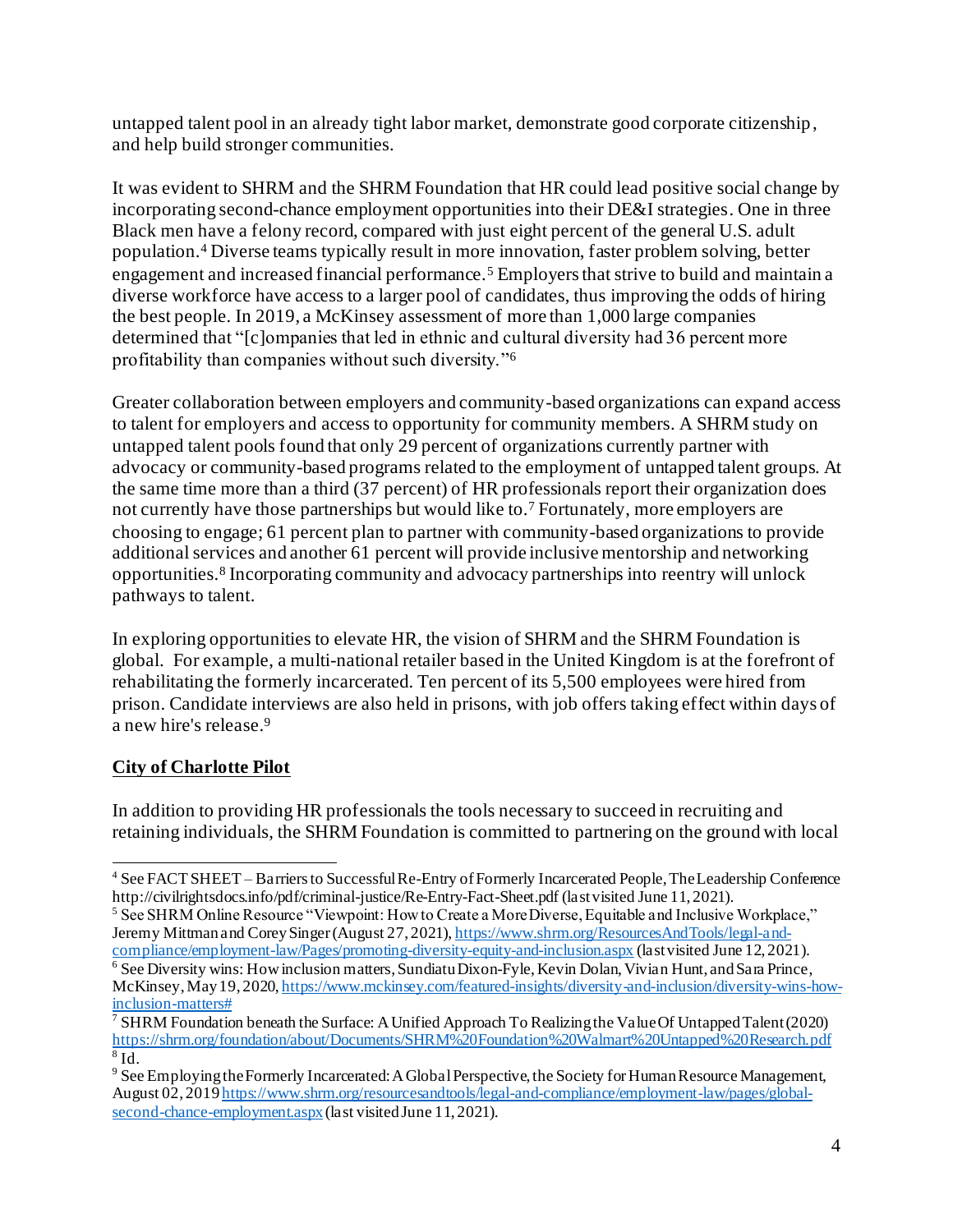untapped talent pool in an already tight labor market, demonstrate good corporate citizenship, and help build stronger communities.

It was evident to SHRM and the SHRM Foundation that HR could lead positive social change by incorporating second-chance employment opportunities into their DE&I strategies. One in three Black men have a felony record, compared with just eight percent of the general U.S. adult population.[4] Diverse teams typically result in more innovation, faster problem solving, better engagement and increased financial performance.[5] Employers that strive to build and maintain a diverse workforce have access to a larger pool of candidates, thus improving the odds of hiring the best people. In 2019, a McKinsey assessment of more than 1,000 large companies determined that "[c]ompanies that led in ethnic and cultural diversity had 36 percent more profitability than companies without such diversity."[6]

Greater collaboration between employers and community-based organizations can expand access to talent for employers and access to opportunity for community members. A SHRM study on untapped talent pools found that only 29 percent of organizations currently partner with advocacy or community-based programs related to the employment of untapped talent groups. At the same time more than a third (37 percent) of HR professionals report their organization does not currently have those partnerships but would like to.[7] Fortunately, more employers are choosing to engage; 61 percent plan to partner with community-based organizations to provide additional services and another 61 percent will provide inclusive mentorship and networking opportunities.[8] Incorporating community and advocacy partnerships into reentry will unlock pathways to talent.

In exploring opportunities to elevate HR, the vision of SHRM and the SHRM Foundation is global. For example, a multi-national retailer based in the United Kingdom is at the forefront of rehabilitating the formerly incarcerated. Ten percent of its 5,500 employees were hired from prison. Candidate interviews are also held in prisons, with job offers taking effect within days of a new hire's release.[9]

## **City of Charlotte Pilot**

In addition to providing HR professionals the tools necessary to succeed in recruiting and retaining individuals, the SHRM Foundation is committed to partnering on the ground with local

---

[4] See FACT SHEET – Barriers to Successful Re-Entry of Formerly Incarcerated People, The Leadership Conference http://civilrightsdocs.info/pdf/criminal-justice/Re-Entry-Fact-Sheet.pdf (last visited June 11, 2021).

[5] See SHRM Online Resource "Viewpoint: How to Create a More Diverse, Equitable and Inclusive Workplace," Jeremy Mittman and Corey Singer (August 27, 2021), https://www.shrm.org/ResourcesAndTools/legal-and-compliance/employment-law/Pages/promoting-diversity-equity-and-inclusion.aspx (last visited June 12, 2021).

[6] See Diversity wins: How inclusion matters, Sundiatu Dixon-Fyle, Kevin Dolan, Vivian Hunt, and Sara Prince, McKinsey, May 19, 2020, https://www.mckinsey.com/featured-insights/diversity-and-inclusion/diversity-wins-how-inclusion-matters#

[7] SHRM Foundation beneath the Surface: A Unified Approach To Realizing the Value Of Untapped Talent (2020) https://shrm.org/foundation/about/Documents/SHRM%20Foundation%20Walmart%20Untapped%20Research.pdf

[8] Id.

[9] See Employing the Formerly Incarcerated: A Global Perspective, the Society for Human Resource Management, August 02, 2019 https://www.shrm.org/resourcesandtools/legal-and-compliance/employment-law/pages/global-second-chance-employment.aspx (last visited June 11, 2021).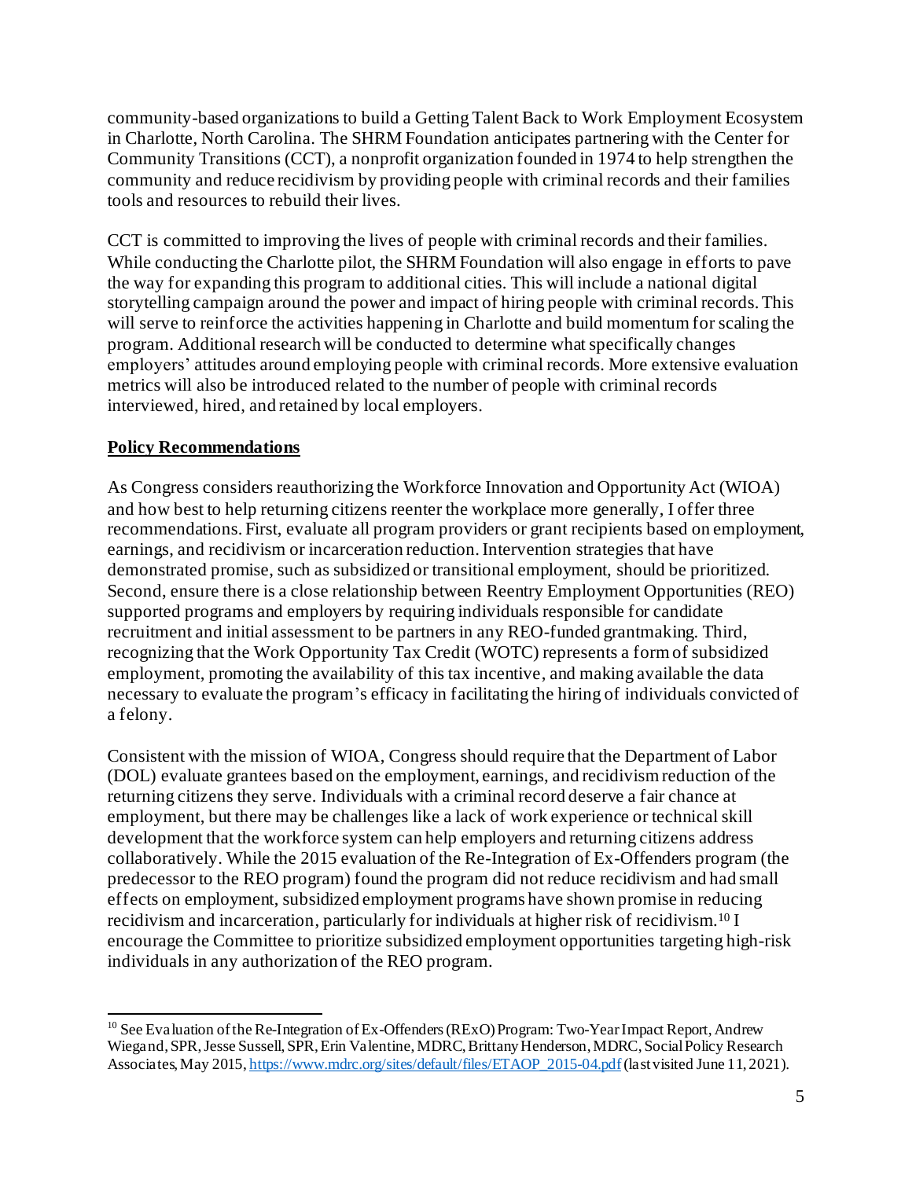community-based organizations to build a Getting Talent Back to Work Employment Ecosystem in Charlotte, North Carolina. The SHRM Foundation anticipates partnering with the Center for Community Transitions (CCT), a nonprofit organization founded in 1974 to help strengthen the community and reduce recidivism by providing people with criminal records and their families tools and resources to rebuild their lives.

CCT is committed to improving the lives of people with criminal records and their families. While conducting the Charlotte pilot, the SHRM Foundation will also engage in efforts to pave the way for expanding this program to additional cities. This will include a national digital storytelling campaign around the power and impact of hiring people with criminal records. This will serve to reinforce the activities happening in Charlotte and build momentum for scaling the program. Additional research will be conducted to determine what specifically changes employers' attitudes around employing people with criminal records. More extensive evaluation metrics will also be introduced related to the number of people with criminal records interviewed, hired, and retained by local employers.

**Policy Recommendations**

As Congress considers reauthorizing the Workforce Innovation and Opportunity Act (WIOA) and how best to help returning citizens reenter the workplace more generally, I offer three recommendations. First, evaluate all program providers or grant recipients based on employment, earnings, and recidivism or incarceration reduction. Intervention strategies that have demonstrated promise, such as subsidized or transitional employment, should be prioritized. Second, ensure there is a close relationship between Reentry Employment Opportunities (REO) supported programs and employers by requiring individuals responsible for candidate recruitment and initial assessment to be partners in any REO-funded grantmaking. Third, recognizing that the Work Opportunity Tax Credit (WOTC) represents a form of subsidized employment, promoting the availability of this tax incentive, and making available the data necessary to evaluate the program's efficacy in facilitating the hiring of individuals convicted of a felony.

Consistent with the mission of WIOA, Congress should require that the Department of Labor (DOL) evaluate grantees based on the employment, earnings, and recidivism reduction of the returning citizens they serve. Individuals with a criminal record deserve a fair chance at employment, but there may be challenges like a lack of work experience or technical skill development that the workforce system can help employers and returning citizens address collaboratively. While the 2015 evaluation of the Re-Integration of Ex-Offenders program (the predecessor to the REO program) found the program did not reduce recidivism and had small effects on employment, subsidized employment programs have shown promise in reducing recidivism and incarceration, particularly for individuals at higher risk of recidivism.[10] I encourage the Committee to prioritize subsidized employment opportunities targeting high-risk individuals in any authorization of the REO program.

---

[10] See Evaluation of the Re-Integration of Ex-Offenders (RExO) Program: Two-Year Impact Report, Andrew Wiegand, SPR, Jesse Sussell, SPR, Erin Valentine, MDRC, Brittany Henderson, MDRC, Social Policy Research Associates, May 2015, https://www.mdrc.org/sites/default/files/ETAOP_2015-04.pdf (last visited June 11, 2021).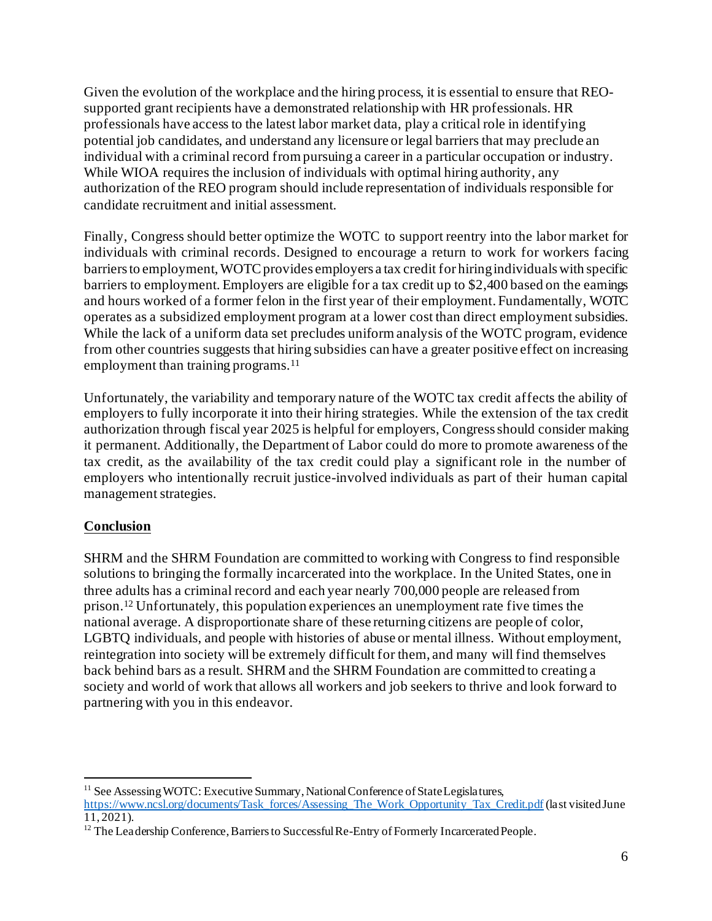Given the evolution of the workplace and the hiring process, it is essential to ensure that REO-supported grant recipients have a demonstrated relationship with HR professionals. HR professionals have access to the latest labor market data, play a critical role in identifying potential job candidates, and understand any licensure or legal barriers that may preclude an individual with a criminal record from pursuing a career in a particular occupation or industry. While WIOA requires the inclusion of individuals with optimal hiring authority, any authorization of the REO program should include representation of individuals responsible for candidate recruitment and initial assessment.

Finally, Congress should better optimize the WOTC to support reentry into the labor market for individuals with criminal records. Designed to encourage a return to work for workers facing barriers to employment, WOTC provides employers a tax credit for hiring individuals with specific barriers to employment. Employers are eligible for a tax credit up to $2,400 based on the earnings and hours worked of a former felon in the first year of their employment. Fundamentally, WOTC operates as a subsidized employment program at a lower cost than direct employment subsidies. While the lack of a uniform data set precludes uniform analysis of the WOTC program, evidence from other countries suggests that hiring subsidies can have a greater positive effect on increasing employment than training programs.[11]

Unfortunately, the variability and temporary nature of the WOTC tax credit affects the ability of employers to fully incorporate it into their hiring strategies. While the extension of the tax credit authorization through fiscal year 2025 is helpful for employers, Congress should consider making it permanent. Additionally, the Department of Labor could do more to promote awareness of the tax credit, as the availability of the tax credit could play a significant role in the number of employers who intentionally recruit justice-involved individuals as part of their human capital management strategies.

## Conclusion

SHRM and the SHRM Foundation are committed to working with Congress to find responsible solutions to bringing the formally incarcerated into the workplace. In the United States, one in three adults has a criminal record and each year nearly 700,000 people are released from prison.[12] Unfortunately, this population experiences an unemployment rate five times the national average. A disproportionate share of these returning citizens are people of color, LGBTQ individuals, and people with histories of abuse or mental illness. Without employment, reintegration into society will be extremely difficult for them, and many will find themselves back behind bars as a result. SHRM and the SHRM Foundation are committed to creating a society and world of work that allows all workers and job seekers to thrive and look forward to partnering with you in this endeavor.

---

[11] See Assessing WOTC: Executive Summary, National Conference of State Legislatures, https://www.ncsl.org/documents/Task_forces/Assessing_The_Work_Opportunity_Tax_Credit.pdf (last visited June 11, 2021).

[12] The Leadership Conference, Barriers to Successful Re-Entry of Formerly Incarcerated People.